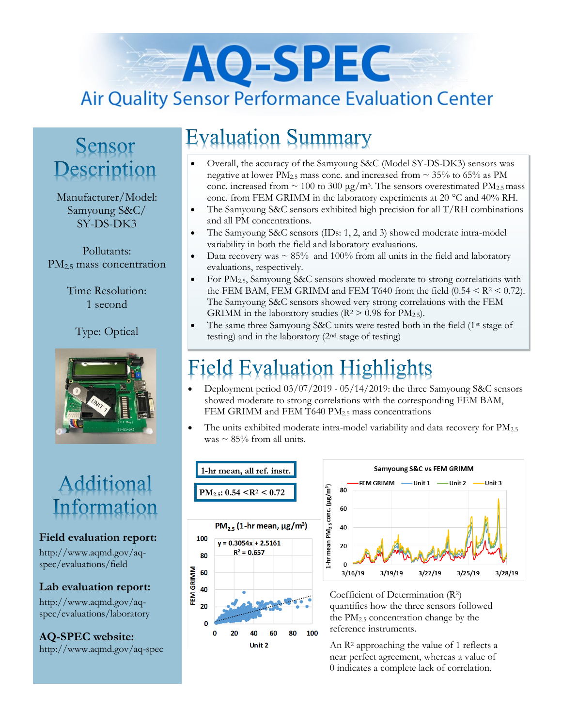# AQ-SPEC

Air Quality Sensor Performance Evaluation Center

## Sensor Description

Manufacturer/Model: Samyoung S&C/ SY-DS-DK3

Pollutants: $PM_{2.5}$ mass concentration

Time Resolution: 1 second

Type: Optical

## Additional Information

**Field evaluation report:**
http://www.aqmd.gov/aq-spec/evaluations/field

**Lab evaluation report:**
http://www.aqmd.gov/aq-spec/evaluations/laboratory

**AQ-SPEC website:**
http://www.aqmd.gov/aq-spec

## Evaluation Summary

- Overall, the accuracy of the Samyoung S&C (Model SY-DS-DK3) sensors was negative at lower $PM_{2.5}$ mass conc. and increased from ~ 35% to 65% as PM conc. increased from ~ 100 to 300 µg/m³. The sensors overestimated $PM_{2.5}$ mass conc. from FEM GRIMM in the laboratory experiments at 20 °C and 40% RH.
- The Samyoung S&C sensors exhibited high precision for all T/RH combinations and all PM concentrations.
- The Samyoung S&C sensors (IDs: 1, 2, and 3) showed moderate intra-model variability in both the field and laboratory evaluations.
- Data recovery was ~ 85% and 100% from all units in the field and laboratory evaluations, respectively.
- For $PM_{2.5}$, Samyoung S&C sensors showed moderate to strong correlations with the FEM BAM, FEM GRIMM and FEM T640 from the field ($0.54 < R^2 < 0.72$). The Samyoung S&C sensors showed very strong correlations with the FEM GRIMM in the laboratory studies ($R^2 > 0.98$ for $PM_{2.5}$).
- The same three Samyoung S&C units were tested both in the field (1st stage of testing) and in the laboratory (2nd stage of testing)

## Field Evaluation Highlights

- Deployment period 03/07/2019 - 05/14/2019: the three Samyoung S&C sensors showed moderate to strong correlations with the corresponding FEM BAM, FEM GRIMM and FEM T640 $PM_{2.5}$ mass concentrations
- The units exhibited moderate intra-model variability and data recovery for $PM_{2.5}$ was ~ 85% from all units.

**1-hr mean, all ref. instr.**

**$PM_{2.5}$: $0.54 < R^2 < 0.72$**

Coefficient of Determination ($R^2$) quantifies how the three sensors followed the $PM_{2.5}$ concentration change by the reference instruments.

An $R^2$ approaching the value of 1 reflects a near perfect agreement, whereas a value of 0 indicates a complete lack of correlation.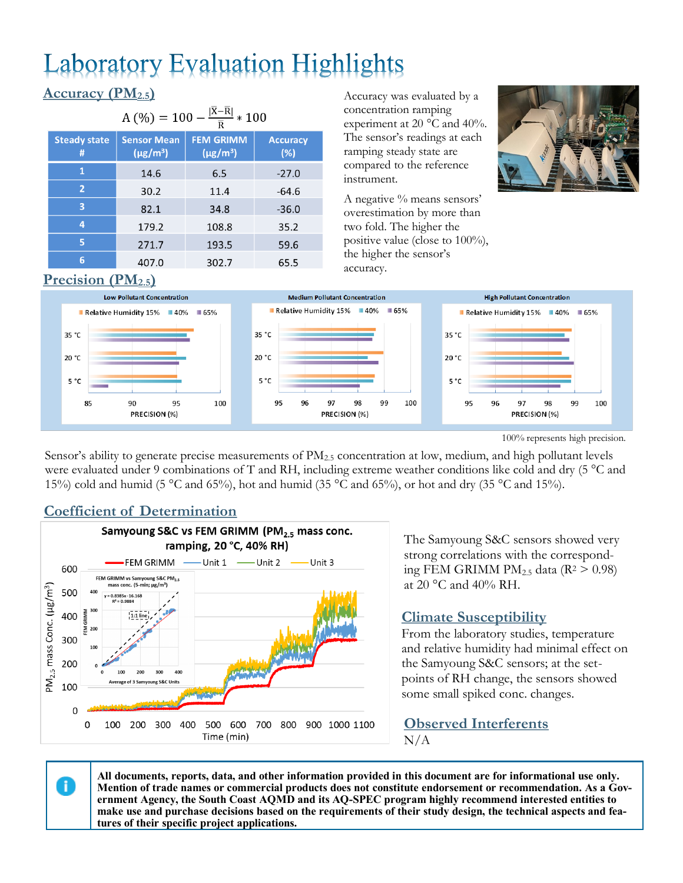# Laboratory Evaluation Highlights

## Accuracy ($PM_{2.5}$)

$$A\ (\%) = 100 - \frac{|\bar{X}-\bar{R}|}{\bar{R}} * 100$$

| Steady state # | Sensor Mean (µg/m³) | FEM GRIMM (µg/m³) | Accuracy (%) |
|---|---|---|---|
| 1 | 14.6 | 6.5 | -27.0 |
| 2 | 30.2 | 11.4 | -64.6 |
| 3 | 82.1 | 34.8 | -36.0 |
| 4 | 179.2 | 108.8 | 35.2 |
| 5 | 271.7 | 193.5 | 59.6 |
| 6 | 407.0 | 302.7 | 65.5 |

Accuracy was evaluated by a concentration ramping experiment at 20 °C and 40%. The sensor's readings at each ramping steady state are compared to the reference instrument.

A negative % means sensors' overestimation by more than two fold. The higher the positive value (close to 100%), the higher the sensor's accuracy.

## Precision ($PM_{2.5}$)

Low Pollutant Concentration
Relative Humidity 15% 40% 65%
35 °C
20 °C
5 °C
85 90 95 100
PRECISION (%)

Medium Pollutant Concentration
Relative Humidity 15% 40% 65%
35 °C
20 °C
5 °C
95 96 97 98 99 100
PRECISION (%)

High Pollutant Concentration
Relative Humidity 15% 40% 65%
35 °C
20 °C
5 °C
95 96 97 98 99 100
PRECISION (%)

100% represents high precision.

Sensor's ability to generate precise measurements of $PM_{2.5}$ concentration at low, medium, and high pollutant levels were evaluated under 9 combinations of T and RH, including extreme weather conditions like cold and dry (5 °C and 15%) cold and humid (5 °C and 65%), hot and humid (35 °C and 65%), or hot and dry (35 °C and 15%).

## Coefficient of Determination

Samyoung S&C vs FEM GRIMM ($PM_{2.5}$ mass conc. ramping, 20 °C, 40% RH)
FEM GRIMM Unit 1 Unit 2 Unit 3
$PM_{2.5}$ mass Conc. (µg/m³)
Time (min)
0 100 200 300 400 500 600 700 800 900 1000 1100
0 100 200 300 400 500 600

FEM GRIMM vs Samyoung S&C $PM_{2.5}$ mass conc. (5-min; µg/m³)
y = 0.8385x-16.168
R² = 0.9884
1:1 line
FEM GRIMM
Average of 3 Samyoung S&C Units
0 100 200 300 400

The Samyoung S&C sensors showed very strong correlations with the corresponding FEM GRIMM $PM_{2.5}$ data ($R^2 > 0.98$) at 20 °C and 40% RH.

## Climate Susceptibility

From the laboratory studies, temperature and relative humidity had minimal effect on the Samyoung S&C sensors; at the set-points of RH change, the sensors showed some small spiked conc. changes.

## Observed Interferents

N/A

**All documents, reports, data, and other information provided in this document are for informational use only. Mention of trade names or commercial products does not constitute endorsement or recommendation. As a Government Agency, the South Coast AQMD and its AQ-SPEC program highly recommend interested entities to make use and purchase decisions based on the requirements of their study design, the technical aspects and features of their specific project applications.**